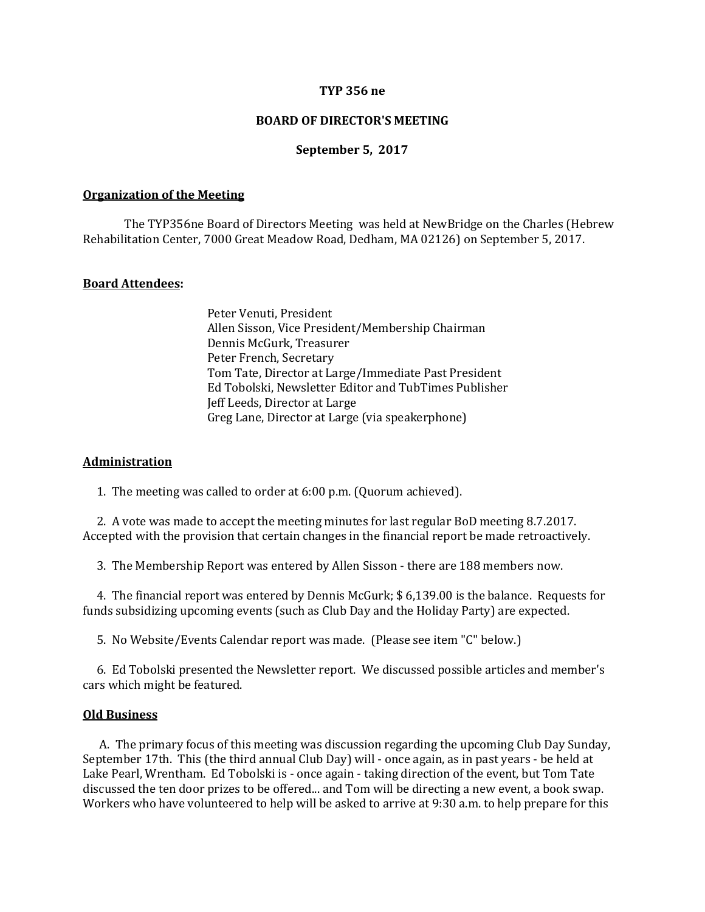**TYP 356 ne**

**BOARD OF DIRECTOR'S MEETING**

**September 5, 2017**

## Organization of the Meeting

The TYP356ne Board of Directors Meeting was held at NewBridge on the Charles (Hebrew Rehabilitation Center, 7000 Great Meadow Road, Dedham, MA 02126) on September 5, 2017.

## Board Attendees:

Peter Venuti, President  
Allen Sisson, Vice President/Membership Chairman  
Dennis McGurk, Treasurer  
Peter French, Secretary  
Tom Tate, Director at Large/Immediate Past President  
Ed Tobolski, Newsletter Editor and TubTimes Publisher  
Jeff Leeds, Director at Large  
Greg Lane, Director at Large (via speakerphone)

## Administration

1. The meeting was called to order at 6:00 p.m. (Quorum achieved).

2. A vote was made to accept the meeting minutes for last regular BoD meeting 8.7.2017. Accepted with the provision that certain changes in the financial report be made retroactively.

3. The Membership Report was entered by Allen Sisson - there are 188 members now.

4. The financial report was entered by Dennis McGurk; $ 6,139.00 is the balance. Requests for funds subsidizing upcoming events (such as Club Day and the Holiday Party) are expected.

5. No Website/Events Calendar report was made. (Please see item "C" below.)

6. Ed Tobolski presented the Newsletter report. We discussed possible articles and member's cars which might be featured.

## Old Business

A. The primary focus of this meeting was discussion regarding the upcoming Club Day Sunday, September 17th. This (the third annual Club Day) will - once again, as in past years - be held at Lake Pearl, Wrentham. Ed Tobolski is - once again - taking direction of the event, but Tom Tate discussed the ten door prizes to be offered... and Tom will be directing a new event, a book swap. Workers who have volunteered to help will be asked to arrive at 9:30 a.m. to help prepare for this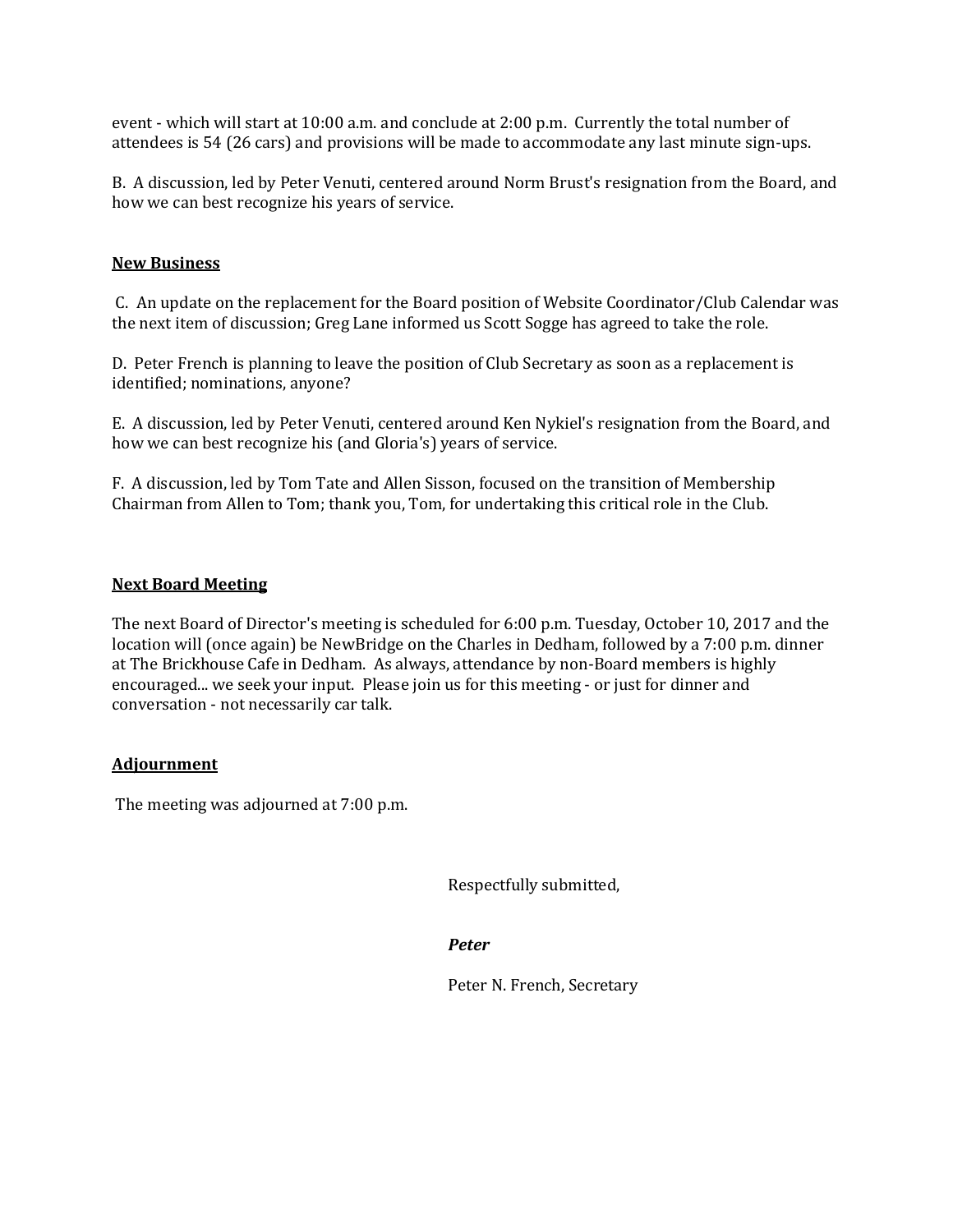event - which will start at 10:00 a.m. and conclude at 2:00 p.m. Currently the total number of attendees is 54 (26 cars) and provisions will be made to accommodate any last minute sign-ups.

B. A discussion, led by Peter Venuti, centered around Norm Brust's resignation from the Board, and how we can best recognize his years of service.

## New Business

C. An update on the replacement for the Board position of Website Coordinator/Club Calendar was the next item of discussion; Greg Lane informed us Scott Sogge has agreed to take the role.

D. Peter French is planning to leave the position of Club Secretary as soon as a replacement is identified; nominations, anyone?

E. A discussion, led by Peter Venuti, centered around Ken Nykiel's resignation from the Board, and how we can best recognize his (and Gloria's) years of service.

F. A discussion, led by Tom Tate and Allen Sisson, focused on the transition of Membership Chairman from Allen to Tom; thank you, Tom, for undertaking this critical role in the Club.

## Next Board Meeting

The next Board of Director's meeting is scheduled for 6:00 p.m. Tuesday, October 10, 2017 and the location will (once again) be NewBridge on the Charles in Dedham, followed by a 7:00 p.m. dinner at The Brickhouse Cafe in Dedham. As always, attendance by non-Board members is highly encouraged... we seek your input. Please join us for this meeting - or just for dinner and conversation - not necessarily car talk.

## Adjournment

The meeting was adjourned at 7:00 p.m.

Respectfully submitted,

***Peter***

Peter N. French, Secretary